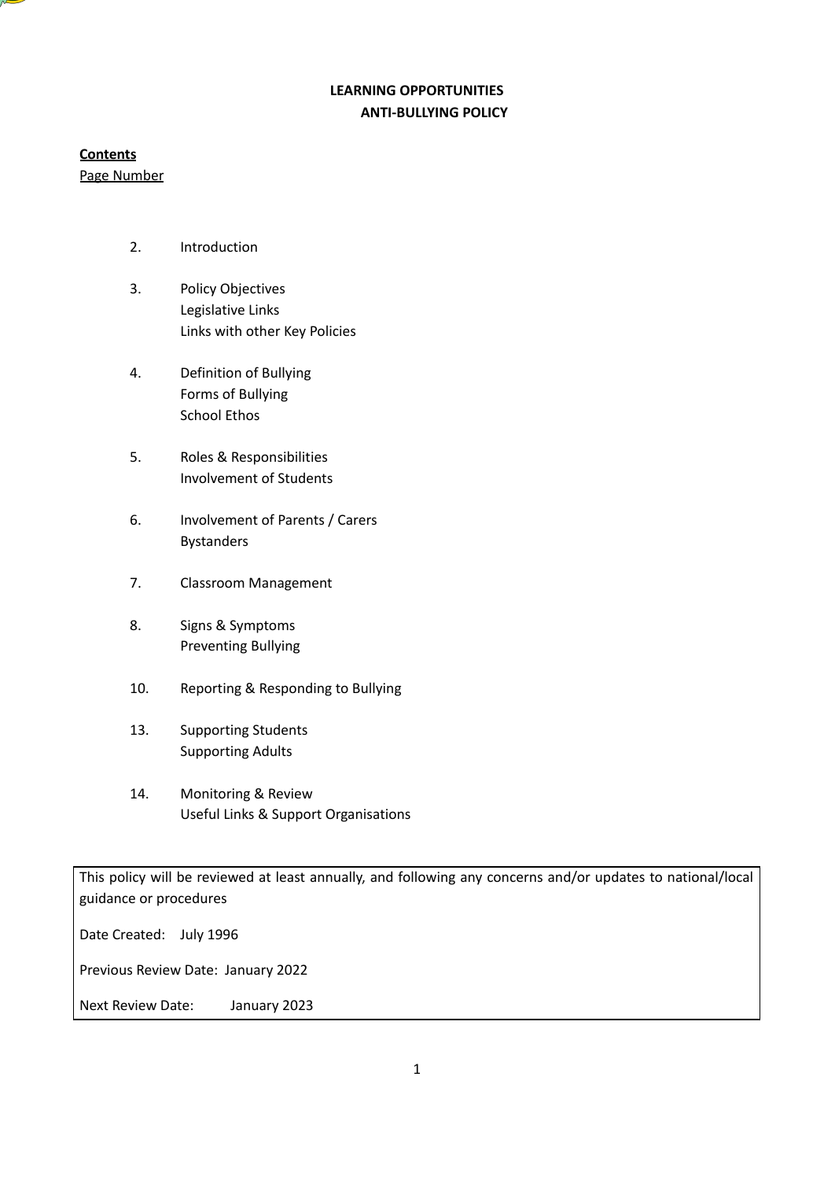**LEARNING OPPORTUNITIES**
**ANTI-BULLYING POLICY**

**Contents**

Page Number

2. Introduction

3. Policy Objectives
   Legislative Links
   Links with other Key Policies

4. Definition of Bullying
   Forms of Bullying
   School Ethos

5. Roles & Responsibilities
   Involvement of Students

6. Involvement of Parents / Carers
   Bystanders

7. Classroom Management

8. Signs & Symptoms
   Preventing Bullying

10. Reporting & Responding to Bullying

13. Supporting Students
    Supporting Adults

14. Monitoring & Review
    Useful Links & Support Organisations

| This policy will be reviewed at least annually, and following any concerns and/or updates to national/local guidance or procedures |
|---|
| Date Created: July 1996 |
| Previous Review Date: January 2022 |
| Next Review Date: January 2023 |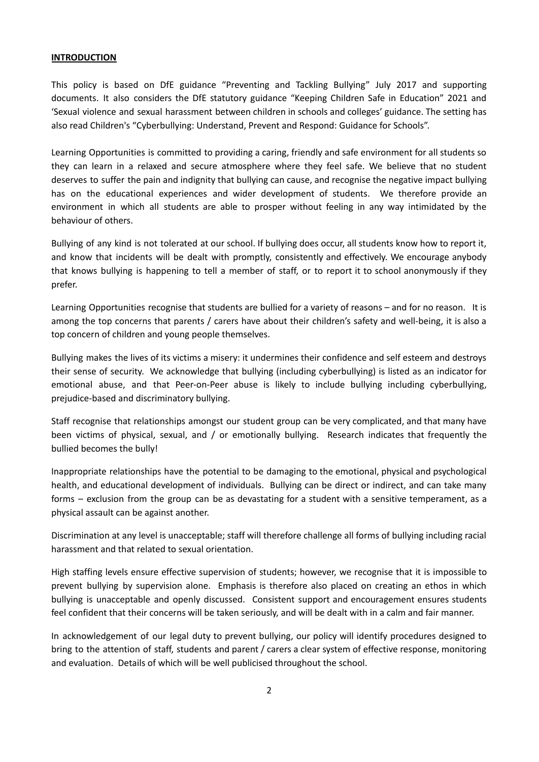## INTRODUCTION

This policy is based on DfE guidance "Preventing and Tackling Bullying" July 2017 and supporting documents. It also considers the DfE statutory guidance "Keeping Children Safe in Education" 2021 and 'Sexual violence and sexual harassment between children in schools and colleges' guidance. The setting has also read Children's "Cyberbullying: Understand, Prevent and Respond: Guidance for Schools".

Learning Opportunities is committed to providing a caring, friendly and safe environment for all students so they can learn in a relaxed and secure atmosphere where they feel safe. We believe that no student deserves to suffer the pain and indignity that bullying can cause, and recognise the negative impact bullying has on the educational experiences and wider development of students. We therefore provide an environment in which all students are able to prosper without feeling in any way intimidated by the behaviour of others.

Bullying of any kind is not tolerated at our school. If bullying does occur, all students know how to report it, and know that incidents will be dealt with promptly, consistently and effectively. We encourage anybody that knows bullying is happening to tell a member of staff, or to report it to school anonymously if they prefer.

Learning Opportunities recognise that students are bullied for a variety of reasons – and for no reason. It is among the top concerns that parents / carers have about their children's safety and well-being, it is also a top concern of children and young people themselves.

Bullying makes the lives of its victims a misery: it undermines their confidence and self esteem and destroys their sense of security. We acknowledge that bullying (including cyberbullying) is listed as an indicator for emotional abuse, and that Peer-on-Peer abuse is likely to include bullying including cyberbullying, prejudice-based and discriminatory bullying.

Staff recognise that relationships amongst our student group can be very complicated, and that many have been victims of physical, sexual, and / or emotionally bullying. Research indicates that frequently the bullied becomes the bully!

Inappropriate relationships have the potential to be damaging to the emotional, physical and psychological health, and educational development of individuals. Bullying can be direct or indirect, and can take many forms – exclusion from the group can be as devastating for a student with a sensitive temperament, as a physical assault can be against another.

Discrimination at any level is unacceptable; staff will therefore challenge all forms of bullying including racial harassment and that related to sexual orientation.

High staffing levels ensure effective supervision of students; however, we recognise that it is impossible to prevent bullying by supervision alone. Emphasis is therefore also placed on creating an ethos in which bullying is unacceptable and openly discussed. Consistent support and encouragement ensures students feel confident that their concerns will be taken seriously, and will be dealt with in a calm and fair manner.

In acknowledgement of our legal duty to prevent bullying, our policy will identify procedures designed to bring to the attention of staff, students and parent / carers a clear system of effective response, monitoring and evaluation. Details of which will be well publicised throughout the school.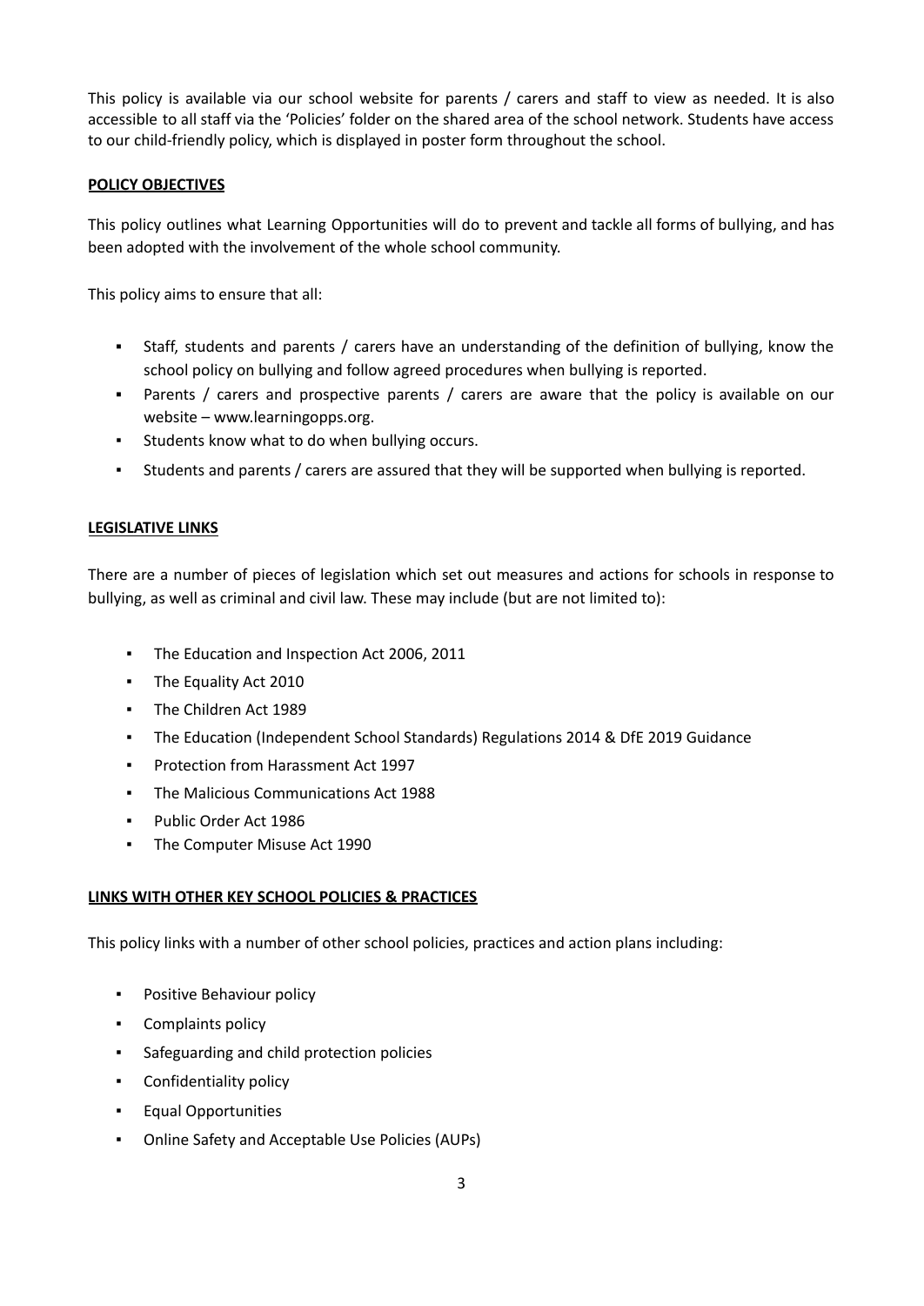This policy is available via our school website for parents / carers and staff to view as needed. It is also accessible to all staff via the 'Policies' folder on the shared area of the school network. Students have access to our child-friendly policy, which is displayed in poster form throughout the school.

## POLICY OBJECTIVES

This policy outlines what Learning Opportunities will do to prevent and tackle all forms of bullying, and has been adopted with the involvement of the whole school community.

This policy aims to ensure that all:

- Staff, students and parents / carers have an understanding of the definition of bullying, know the school policy on bullying and follow agreed procedures when bullying is reported.
- Parents / carers and prospective parents / carers are aware that the policy is available on our website – www.learningopps.org.
- Students know what to do when bullying occurs.
- Students and parents / carers are assured that they will be supported when bullying is reported.

## LEGISLATIVE LINKS

There are a number of pieces of legislation which set out measures and actions for schools in response to bullying, as well as criminal and civil law. These may include (but are not limited to):

- The Education and Inspection Act 2006, 2011
- The Equality Act 2010
- The Children Act 1989
- The Education (Independent School Standards) Regulations 2014 & DfE 2019 Guidance
- Protection from Harassment Act 1997
- The Malicious Communications Act 1988
- Public Order Act 1986
- The Computer Misuse Act 1990

## LINKS WITH OTHER KEY SCHOOL POLICIES & PRACTICES

This policy links with a number of other school policies, practices and action plans including:

- Positive Behaviour policy
- Complaints policy
- Safeguarding and child protection policies
- Confidentiality policy
- Equal Opportunities
- Online Safety and Acceptable Use Policies (AUPs)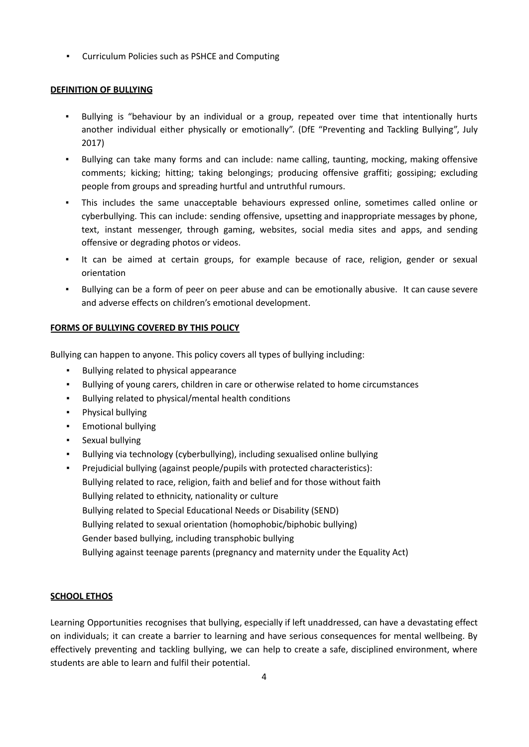- Curriculum Policies such as PSHCE and Computing

## DEFINITION OF BULLYING

- Bullying is "behaviour by an individual or a group, repeated over time that intentionally hurts another individual either physically or emotionally". (DfE "Preventing and Tackling Bullying", July 2017)
- Bullying can take many forms and can include: name calling, taunting, mocking, making offensive comments; kicking; hitting; taking belongings; producing offensive graffiti; gossiping; excluding people from groups and spreading hurtful and untruthful rumours.
- This includes the same unacceptable behaviours expressed online, sometimes called online or cyberbullying. This can include: sending offensive, upsetting and inappropriate messages by phone, text, instant messenger, through gaming, websites, social media sites and apps, and sending offensive or degrading photos or videos.
- It can be aimed at certain groups, for example because of race, religion, gender or sexual orientation
- Bullying can be a form of peer on peer abuse and can be emotionally abusive. It can cause severe and adverse effects on children's emotional development.

## FORMS OF BULLYING COVERED BY THIS POLICY

Bullying can happen to anyone. This policy covers all types of bullying including:

- Bullying related to physical appearance
- Bullying of young carers, children in care or otherwise related to home circumstances
- Bullying related to physical/mental health conditions
- Physical bullying
- Emotional bullying
- Sexual bullying
- Bullying via technology (cyberbullying), including sexualised online bullying
- Prejudicial bullying (against people/pupils with protected characteristics):
  Bullying related to race, religion, faith and belief and for those without faith
  Bullying related to ethnicity, nationality or culture
  Bullying related to Special Educational Needs or Disability (SEND)
  Bullying related to sexual orientation (homophobic/biphobic bullying)
  Gender based bullying, including transphobic bullying
  Bullying against teenage parents (pregnancy and maternity under the Equality Act)

## SCHOOL ETHOS

Learning Opportunities recognises that bullying, especially if left unaddressed, can have a devastating effect on individuals; it can create a barrier to learning and have serious consequences for mental wellbeing. By effectively preventing and tackling bullying, we can help to create a safe, disciplined environment, where students are able to learn and fulfil their potential.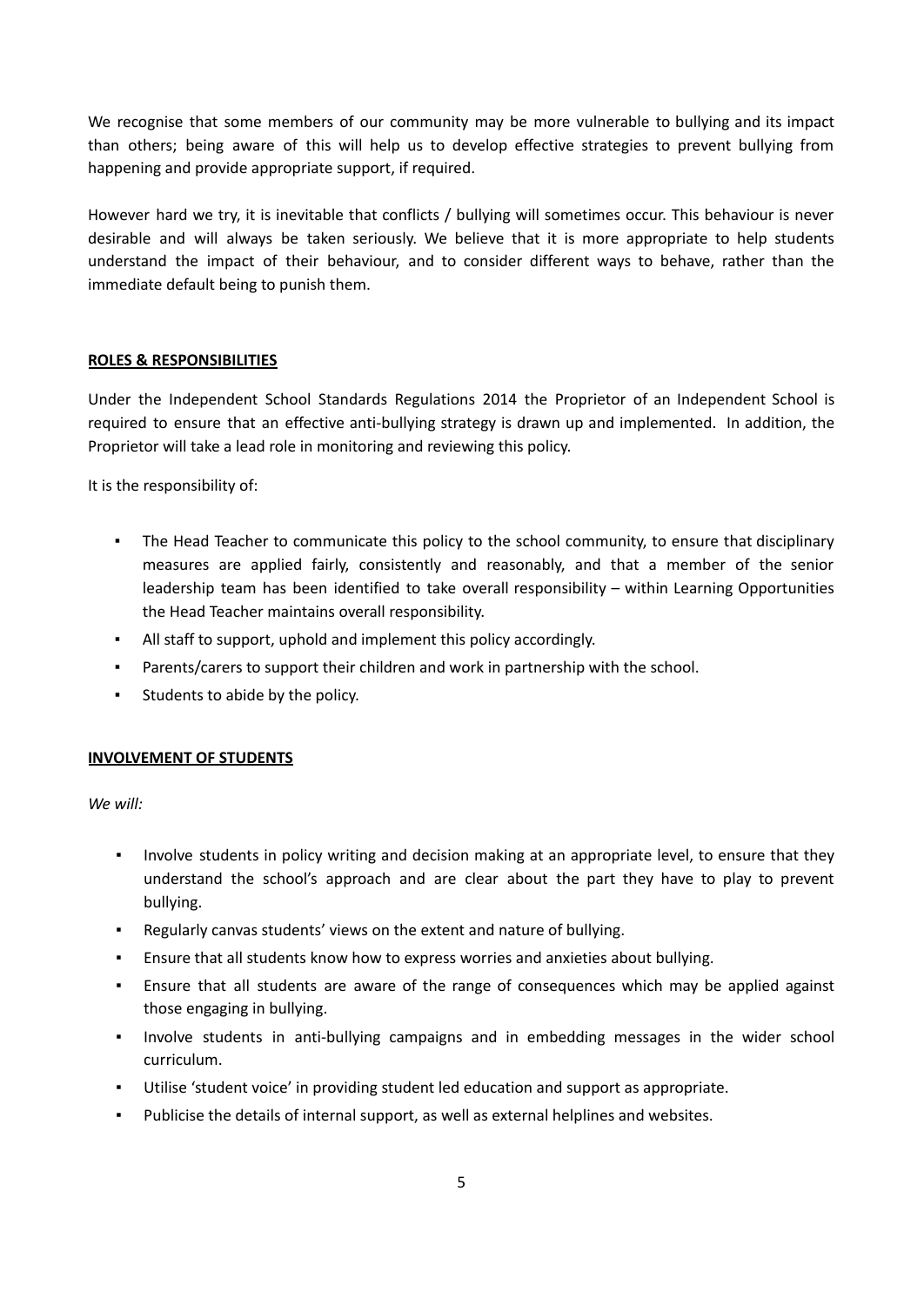We recognise that some members of our community may be more vulnerable to bullying and its impact than others; being aware of this will help us to develop effective strategies to prevent bullying from happening and provide appropriate support, if required.

However hard we try, it is inevitable that conflicts / bullying will sometimes occur. This behaviour is never desirable and will always be taken seriously. We believe that it is more appropriate to help students understand the impact of their behaviour, and to consider different ways to behave, rather than the immediate default being to punish them.

## ROLES & RESPONSIBILITIES

Under the Independent School Standards Regulations 2014 the Proprietor of an Independent School is required to ensure that an effective anti-bullying strategy is drawn up and implemented. In addition, the Proprietor will take a lead role in monitoring and reviewing this policy.

It is the responsibility of:

- The Head Teacher to communicate this policy to the school community, to ensure that disciplinary measures are applied fairly, consistently and reasonably, and that a member of the senior leadership team has been identified to take overall responsibility – within Learning Opportunities the Head Teacher maintains overall responsibility.
- All staff to support, uphold and implement this policy accordingly.
- Parents/carers to support their children and work in partnership with the school.
- Students to abide by the policy.

## INVOLVEMENT OF STUDENTS

*We will:*

- Involve students in policy writing and decision making at an appropriate level, to ensure that they understand the school's approach and are clear about the part they have to play to prevent bullying.
- Regularly canvas students' views on the extent and nature of bullying.
- Ensure that all students know how to express worries and anxieties about bullying.
- Ensure that all students are aware of the range of consequences which may be applied against those engaging in bullying.
- Involve students in anti-bullying campaigns and in embedding messages in the wider school curriculum.
- Utilise 'student voice' in providing student led education and support as appropriate.
- Publicise the details of internal support, as well as external helplines and websites.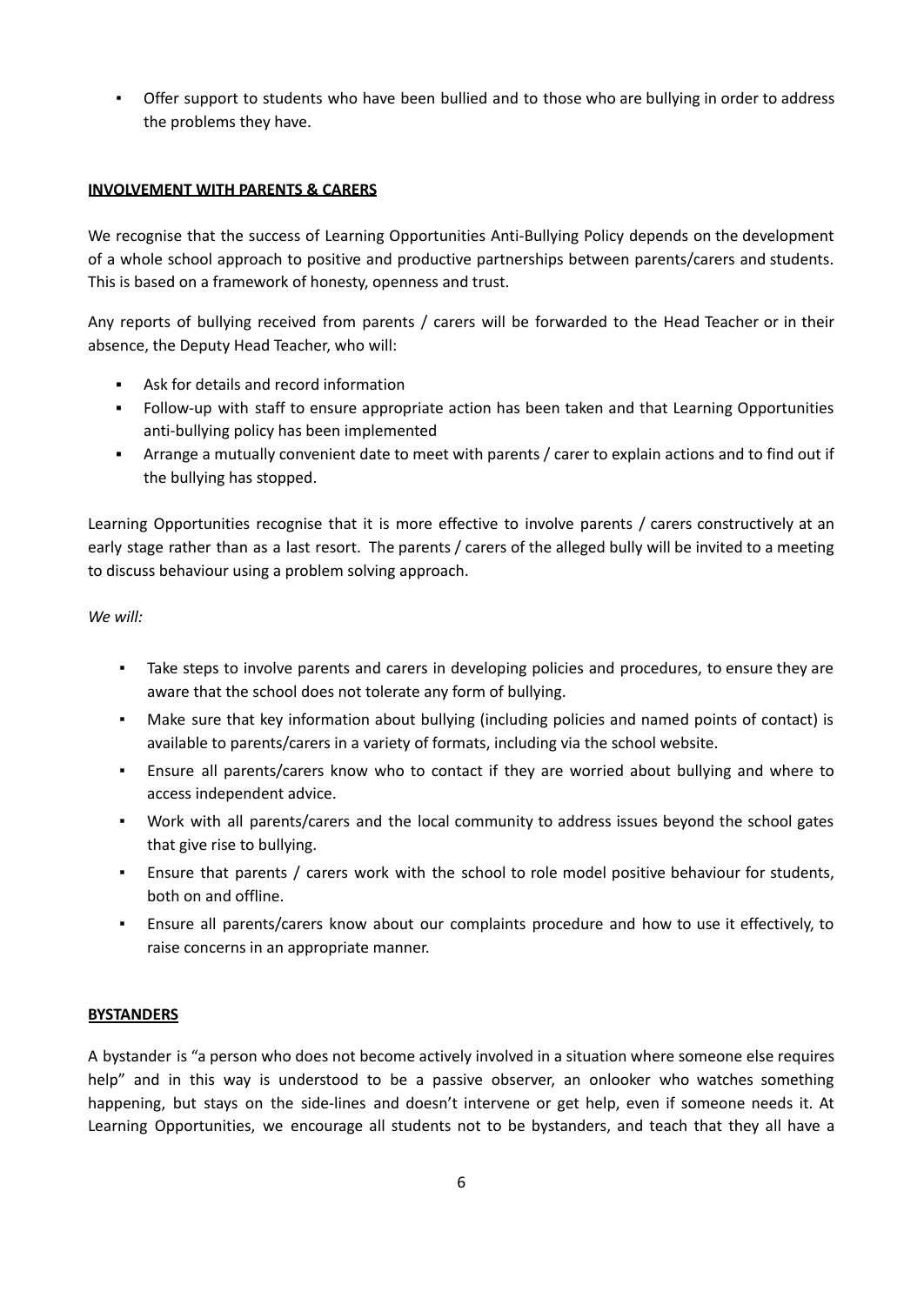- Offer support to students who have been bullied and to those who are bullying in order to address the problems they have.

**INVOLVEMENT WITH PARENTS & CARERS**

We recognise that the success of Learning Opportunities Anti-Bullying Policy depends on the development of a whole school approach to positive and productive partnerships between parents/carers and students. This is based on a framework of honesty, openness and trust.

Any reports of bullying received from parents / carers will be forwarded to the Head Teacher or in their absence, the Deputy Head Teacher, who will:

- Ask for details and record information
- Follow-up with staff to ensure appropriate action has been taken and that Learning Opportunities anti-bullying policy has been implemented
- Arrange a mutually convenient date to meet with parents / carer to explain actions and to find out if the bullying has stopped.

Learning Opportunities recognise that it is more effective to involve parents / carers constructively at an early stage rather than as a last resort. The parents / carers of the alleged bully will be invited to a meeting to discuss behaviour using a problem solving approach.

*We will:*

- Take steps to involve parents and carers in developing policies and procedures, to ensure they are aware that the school does not tolerate any form of bullying.
- Make sure that key information about bullying (including policies and named points of contact) is available to parents/carers in a variety of formats, including via the school website.
- Ensure all parents/carers know who to contact if they are worried about bullying and where to access independent advice.
- Work with all parents/carers and the local community to address issues beyond the school gates that give rise to bullying.
- Ensure that parents / carers work with the school to role model positive behaviour for students, both on and offline.
- Ensure all parents/carers know about our complaints procedure and how to use it effectively, to raise concerns in an appropriate manner.

**BYSTANDERS**

A bystander is "a person who does not become actively involved in a situation where someone else requires help" and in this way is understood to be a passive observer, an onlooker who watches something happening, but stays on the side-lines and doesn't intervene or get help, even if someone needs it. At Learning Opportunities, we encourage all students not to be bystanders, and teach that they all have a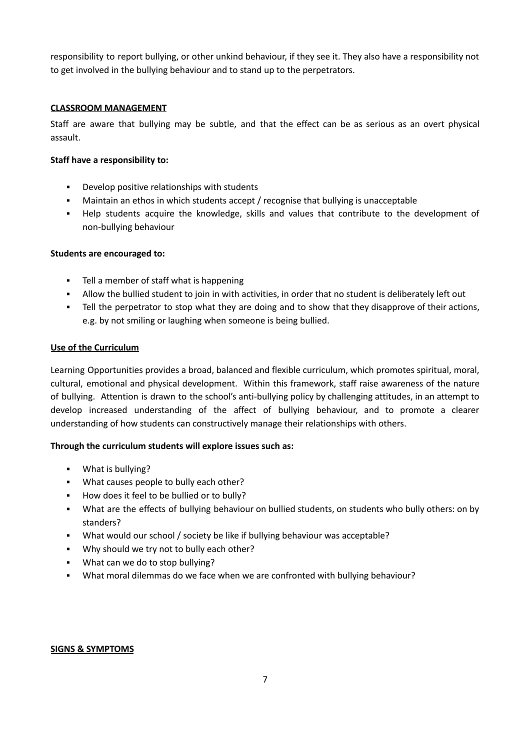responsibility to report bullying, or other unkind behaviour, if they see it. They also have a responsibility not to get involved in the bullying behaviour and to stand up to the perpetrators.

## CLASSROOM MANAGEMENT

Staff are aware that bullying may be subtle, and that the effect can be as serious as an overt physical assault.

**Staff have a responsibility to:**

- Develop positive relationships with students
- Maintain an ethos in which students accept / recognise that bullying is unacceptable
- Help students acquire the knowledge, skills and values that contribute to the development of non-bullying behaviour

**Students are encouraged to:**

- Tell a member of staff what is happening
- Allow the bullied student to join in with activities, in order that no student is deliberately left out
- Tell the perpetrator to stop what they are doing and to show that they disapprove of their actions, e.g. by not smiling or laughing when someone is being bullied.

## Use of the Curriculum

Learning Opportunities provides a broad, balanced and flexible curriculum, which promotes spiritual, moral, cultural, emotional and physical development. Within this framework, staff raise awareness of the nature of bullying. Attention is drawn to the school's anti-bullying policy by challenging attitudes, in an attempt to develop increased understanding of the affect of bullying behaviour, and to promote a clearer understanding of how students can constructively manage their relationships with others.

**Through the curriculum students will explore issues such as:**

- What is bullying?
- What causes people to bully each other?
- How does it feel to be bullied or to bully?
- What are the effects of bullying behaviour on bullied students, on students who bully others: on by standers?
- What would our school / society be like if bullying behaviour was acceptable?
- Why should we try not to bully each other?
- What can we do to stop bullying?
- What moral dilemmas do we face when we are confronted with bullying behaviour?

## SIGNS & SYMPTOMS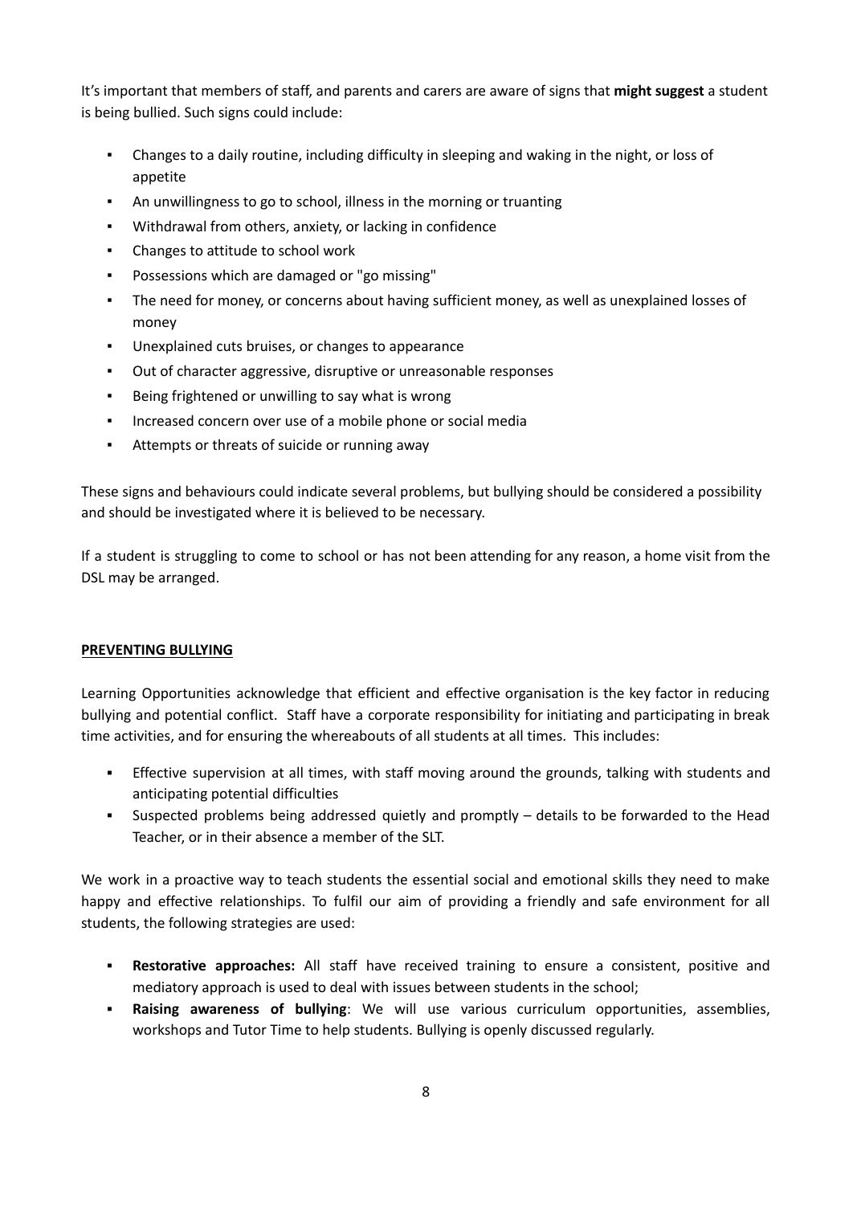It's important that members of staff, and parents and carers are aware of signs that **might suggest** a student is being bullied. Such signs could include:

- Changes to a daily routine, including difficulty in sleeping and waking in the night, or loss of appetite
- An unwillingness to go to school, illness in the morning or truanting
- Withdrawal from others, anxiety, or lacking in confidence
- Changes to attitude to school work
- Possessions which are damaged or "go missing"
- The need for money, or concerns about having sufficient money, as well as unexplained losses of money
- Unexplained cuts bruises, or changes to appearance
- Out of character aggressive, disruptive or unreasonable responses
- Being frightened or unwilling to say what is wrong
- Increased concern over use of a mobile phone or social media
- Attempts or threats of suicide or running away

These signs and behaviours could indicate several problems, but bullying should be considered a possibility and should be investigated where it is believed to be necessary.

If a student is struggling to come to school or has not been attending for any reason, a home visit from the DSL may be arranged.

## PREVENTING BULLYING

Learning Opportunities acknowledge that efficient and effective organisation is the key factor in reducing bullying and potential conflict. Staff have a corporate responsibility for initiating and participating in break time activities, and for ensuring the whereabouts of all students at all times. This includes:

- Effective supervision at all times, with staff moving around the grounds, talking with students and anticipating potential difficulties
- Suspected problems being addressed quietly and promptly – details to be forwarded to the Head Teacher, or in their absence a member of the SLT.

We work in a proactive way to teach students the essential social and emotional skills they need to make happy and effective relationships. To fulfil our aim of providing a friendly and safe environment for all students, the following strategies are used:

- **Restorative approaches:** All staff have received training to ensure a consistent, positive and mediatory approach is used to deal with issues between students in the school;
- **Raising awareness of bullying**: We will use various curriculum opportunities, assemblies, workshops and Tutor Time to help students. Bullying is openly discussed regularly.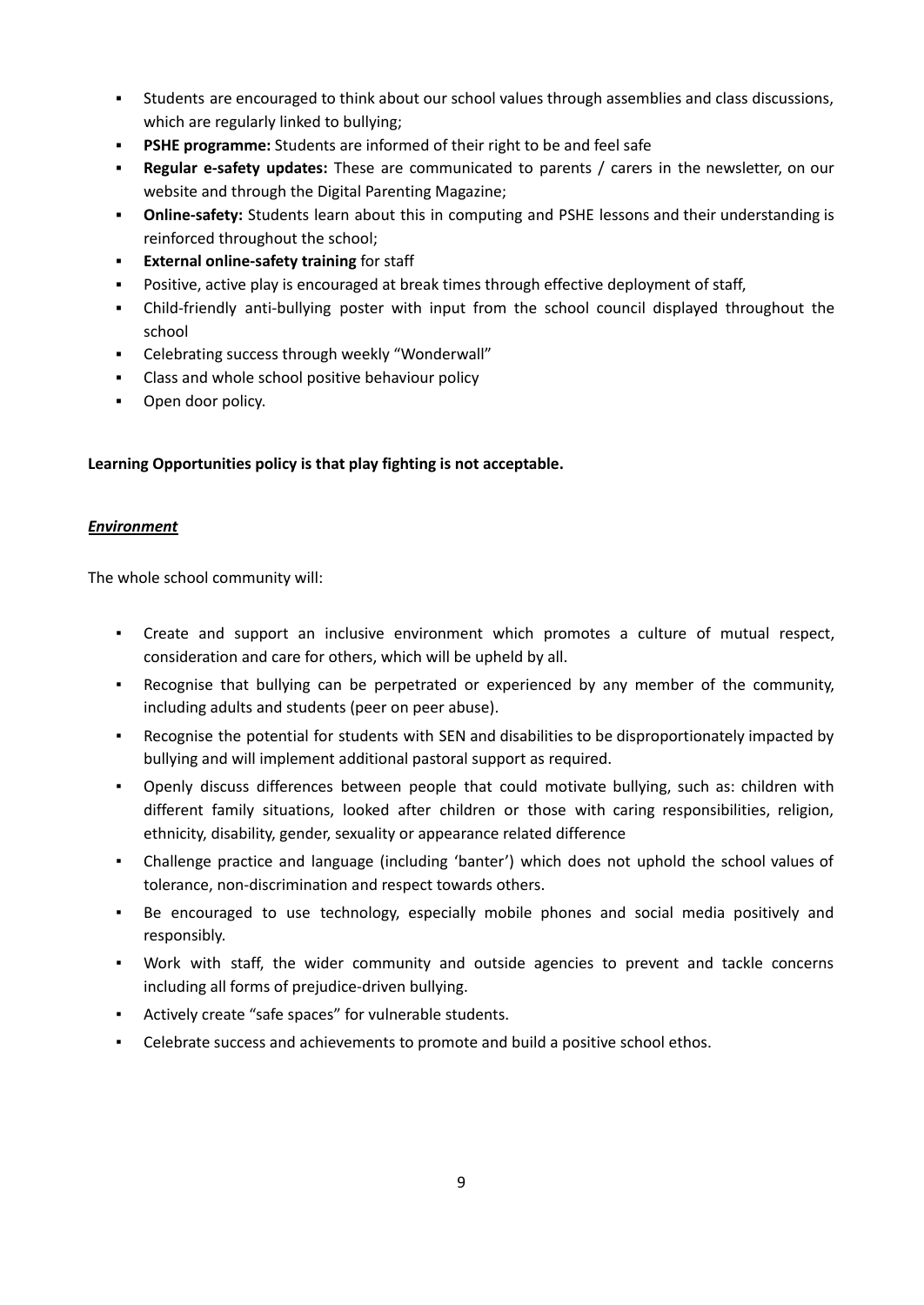- Students are encouraged to think about our school values through assemblies and class discussions, which are regularly linked to bullying;
- **PSHE programme:** Students are informed of their right to be and feel safe
- **Regular e-safety updates:** These are communicated to parents / carers in the newsletter, on our website and through the Digital Parenting Magazine;
- **Online-safety:** Students learn about this in computing and PSHE lessons and their understanding is reinforced throughout the school;
- **External online-safety training** for staff
- Positive, active play is encouraged at break times through effective deployment of staff,
- Child-friendly anti-bullying poster with input from the school council displayed throughout the school
- Celebrating success through weekly "Wonderwall"
- Class and whole school positive behaviour policy
- Open door policy.

**Learning Opportunities policy is that play fighting is not acceptable.**

***Environment***

The whole school community will:

- Create and support an inclusive environment which promotes a culture of mutual respect, consideration and care for others, which will be upheld by all.
- Recognise that bullying can be perpetrated or experienced by any member of the community, including adults and students (peer on peer abuse).
- Recognise the potential for students with SEN and disabilities to be disproportionately impacted by bullying and will implement additional pastoral support as required.
- Openly discuss differences between people that could motivate bullying, such as: children with different family situations, looked after children or those with caring responsibilities, religion, ethnicity, disability, gender, sexuality or appearance related difference
- Challenge practice and language (including 'banter') which does not uphold the school values of tolerance, non-discrimination and respect towards others.
- Be encouraged to use technology, especially mobile phones and social media positively and responsibly.
- Work with staff, the wider community and outside agencies to prevent and tackle concerns including all forms of prejudice-driven bullying.
- Actively create "safe spaces" for vulnerable students.
- Celebrate success and achievements to promote and build a positive school ethos.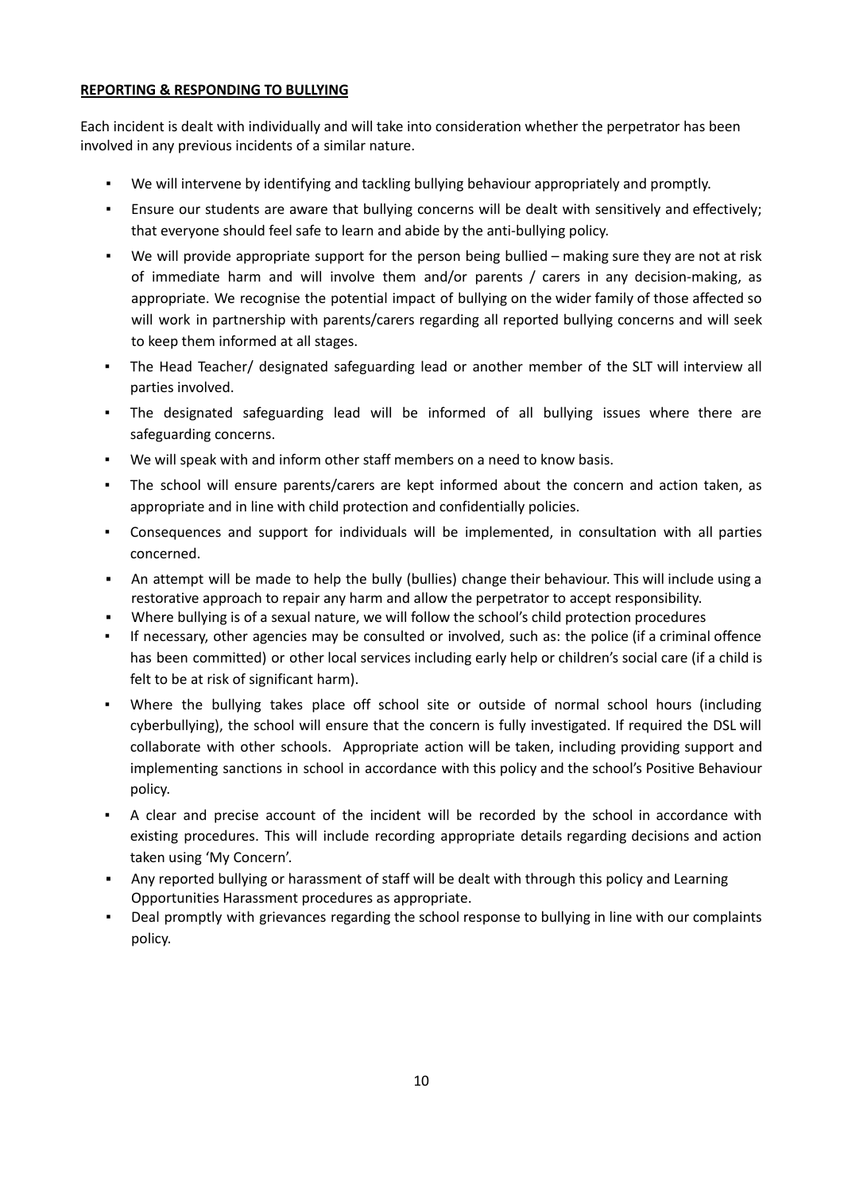**REPORTING & RESPONDING TO BULLYING**

Each incident is dealt with individually and will take into consideration whether the perpetrator has been involved in any previous incidents of a similar nature.

- We will intervene by identifying and tackling bullying behaviour appropriately and promptly.
- Ensure our students are aware that bullying concerns will be dealt with sensitively and effectively; that everyone should feel safe to learn and abide by the anti-bullying policy.
- We will provide appropriate support for the person being bullied – making sure they are not at risk of immediate harm and will involve them and/or parents / carers in any decision-making, as appropriate. We recognise the potential impact of bullying on the wider family of those affected so will work in partnership with parents/carers regarding all reported bullying concerns and will seek to keep them informed at all stages.
- The Head Teacher/ designated safeguarding lead or another member of the SLT will interview all parties involved.
- The designated safeguarding lead will be informed of all bullying issues where there are safeguarding concerns.
- We will speak with and inform other staff members on a need to know basis.
- The school will ensure parents/carers are kept informed about the concern and action taken, as appropriate and in line with child protection and confidentially policies.
- Consequences and support for individuals will be implemented, in consultation with all parties concerned.
- An attempt will be made to help the bully (bullies) change their behaviour. This will include using a restorative approach to repair any harm and allow the perpetrator to accept responsibility.
- Where bullying is of a sexual nature, we will follow the school's child protection procedures
- If necessary, other agencies may be consulted or involved, such as: the police (if a criminal offence has been committed) or other local services including early help or children's social care (if a child is felt to be at risk of significant harm).
- Where the bullying takes place off school site or outside of normal school hours (including cyberbullying), the school will ensure that the concern is fully investigated. If required the DSL will collaborate with other schools. Appropriate action will be taken, including providing support and implementing sanctions in school in accordance with this policy and the school's Positive Behaviour policy.
- A clear and precise account of the incident will be recorded by the school in accordance with existing procedures. This will include recording appropriate details regarding decisions and action taken using 'My Concern'.
- Any reported bullying or harassment of staff will be dealt with through this policy and Learning Opportunities Harassment procedures as appropriate.
- Deal promptly with grievances regarding the school response to bullying in line with our complaints policy.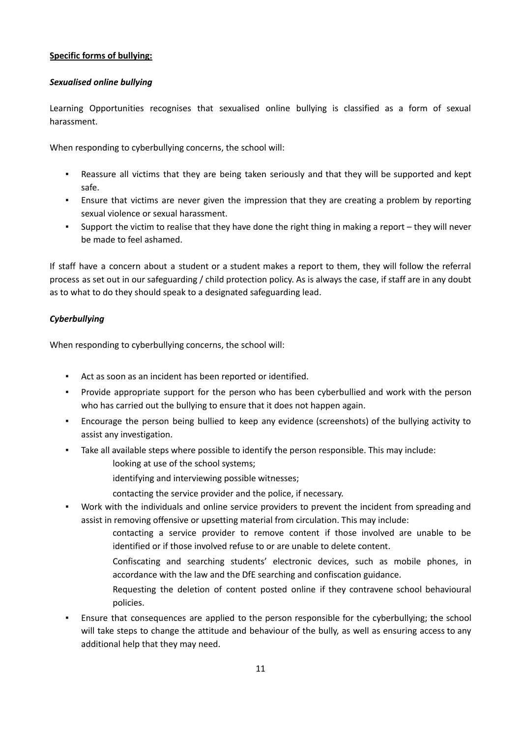**Specific forms of bullying:**

***Sexualised online bullying***

Learning Opportunities recognises that sexualised online bullying is classified as a form of sexual harassment.

When responding to cyberbullying concerns, the school will:

- Reassure all victims that they are being taken seriously and that they will be supported and kept safe.
- Ensure that victims are never given the impression that they are creating a problem by reporting sexual violence or sexual harassment.
- Support the victim to realise that they have done the right thing in making a report – they will never be made to feel ashamed.

If staff have a concern about a student or a student makes a report to them, they will follow the referral process as set out in our safeguarding / child protection policy. As is always the case, if staff are in any doubt as to what to do they should speak to a designated safeguarding lead.

***Cyberbullying***

When responding to cyberbullying concerns, the school will:

- Act as soon as an incident has been reported or identified.
- Provide appropriate support for the person who has been cyberbullied and work with the person who has carried out the bullying to ensure that it does not happen again.
- Encourage the person being bullied to keep any evidence (screenshots) of the bullying activity to assist any investigation.
- Take all available steps where possible to identify the person responsible. This may include:
  - looking at use of the school systems;
  - identifying and interviewing possible witnesses;
  - contacting the service provider and the police, if necessary.
- Work with the individuals and online service providers to prevent the incident from spreading and assist in removing offensive or upsetting material from circulation. This may include:
  - contacting a service provider to remove content if those involved are unable to be identified or if those involved refuse to or are unable to delete content.
  - Confiscating and searching students' electronic devices, such as mobile phones, in accordance with the law and the DfE searching and confiscation guidance.
  - Requesting the deletion of content posted online if they contravene school behavioural policies.
- Ensure that consequences are applied to the person responsible for the cyberbullying; the school will take steps to change the attitude and behaviour of the bully, as well as ensuring access to any additional help that they may need.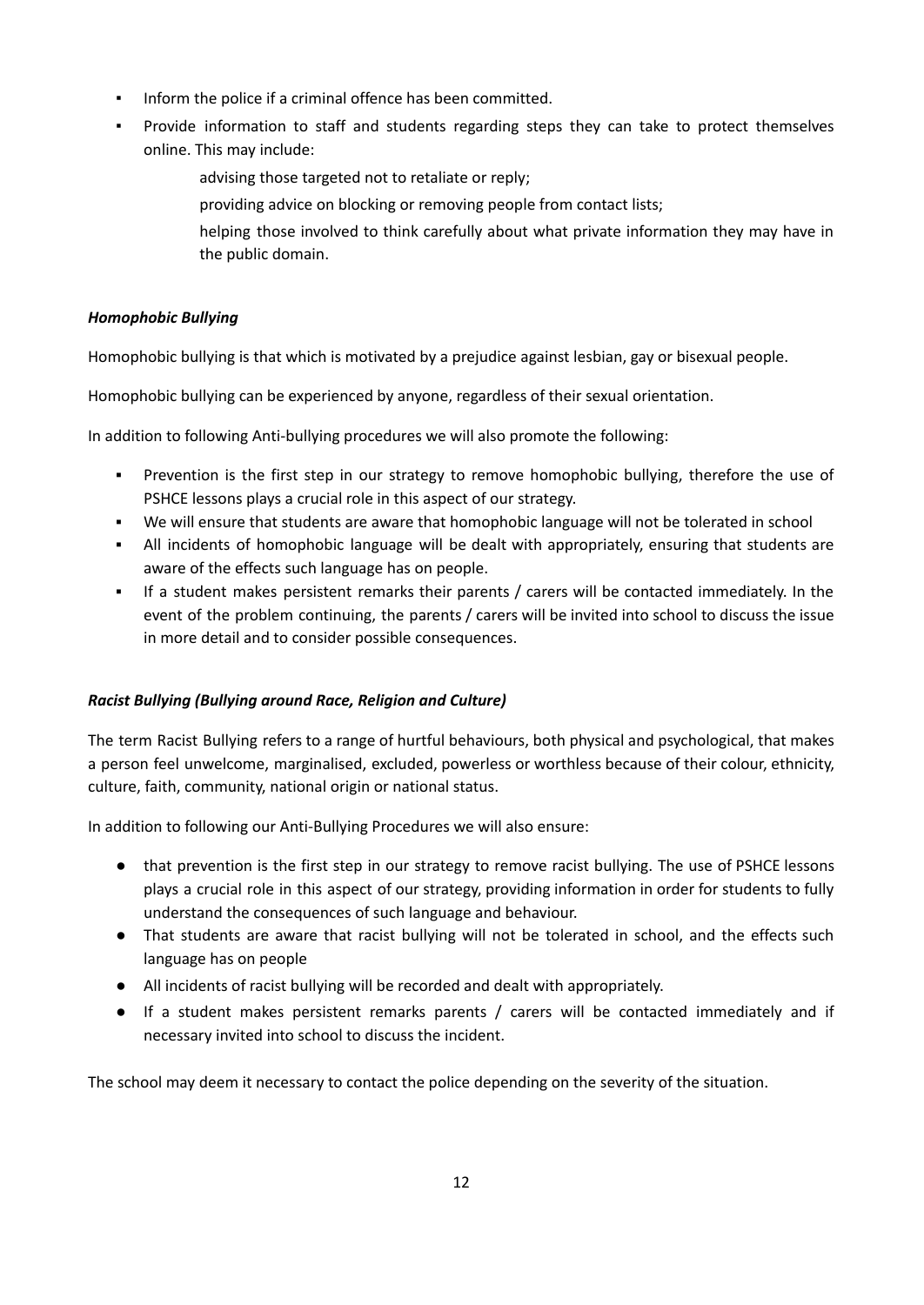- Inform the police if a criminal offence has been committed.
- Provide information to staff and students regarding steps they can take to protect themselves online. This may include:
  - advising those targeted not to retaliate or reply;
  - providing advice on blocking or removing people from contact lists;
  - helping those involved to think carefully about what private information they may have in the public domain.

***Homophobic Bullying***

Homophobic bullying is that which is motivated by a prejudice against lesbian, gay or bisexual people.

Homophobic bullying can be experienced by anyone, regardless of their sexual orientation.

In addition to following Anti-bullying procedures we will also promote the following:

- Prevention is the first step in our strategy to remove homophobic bullying, therefore the use of PSHCE lessons plays a crucial role in this aspect of our strategy.
- We will ensure that students are aware that homophobic language will not be tolerated in school
- All incidents of homophobic language will be dealt with appropriately, ensuring that students are aware of the effects such language has on people.
- If a student makes persistent remarks their parents / carers will be contacted immediately. In the event of the problem continuing, the parents / carers will be invited into school to discuss the issue in more detail and to consider possible consequences.

***Racist Bullying (Bullying around Race, Religion and Culture)***

The term Racist Bullying refers to a range of hurtful behaviours, both physical and psychological, that makes a person feel unwelcome, marginalised, excluded, powerless or worthless because of their colour, ethnicity, culture, faith, community, national origin or national status.

In addition to following our Anti-Bullying Procedures we will also ensure:

- that prevention is the first step in our strategy to remove racist bullying. The use of PSHCE lessons plays a crucial role in this aspect of our strategy, providing information in order for students to fully understand the consequences of such language and behaviour.
- That students are aware that racist bullying will not be tolerated in school, and the effects such language has on people
- All incidents of racist bullying will be recorded and dealt with appropriately.
- If a student makes persistent remarks parents / carers will be contacted immediately and if necessary invited into school to discuss the incident.

The school may deem it necessary to contact the police depending on the severity of the situation.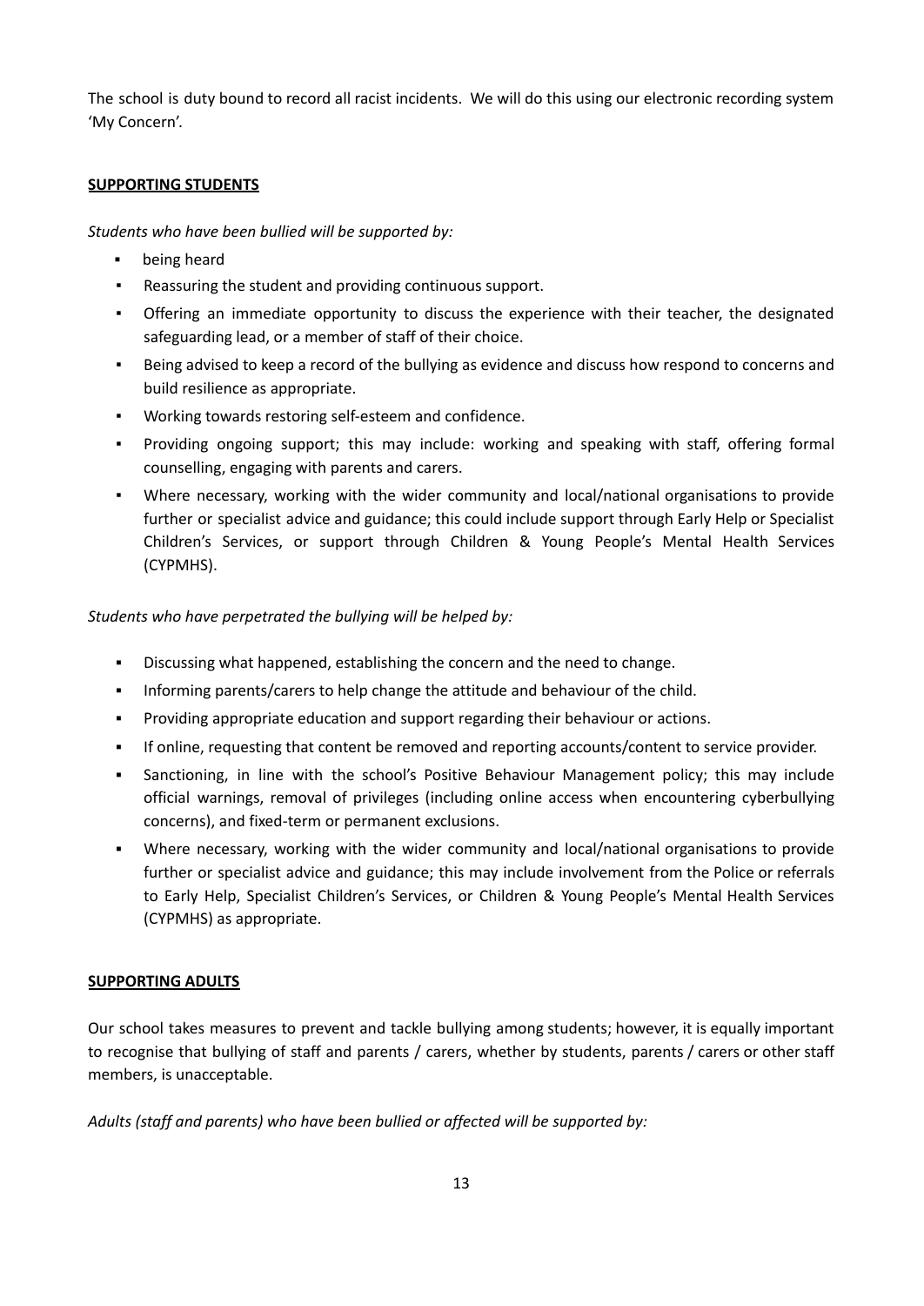The school is duty bound to record all racist incidents. We will do this using our electronic recording system 'My Concern'.

**SUPPORTING STUDENTS**

*Students who have been bullied will be supported by:*

- being heard
- Reassuring the student and providing continuous support.
- Offering an immediate opportunity to discuss the experience with their teacher, the designated safeguarding lead, or a member of staff of their choice.
- Being advised to keep a record of the bullying as evidence and discuss how respond to concerns and build resilience as appropriate.
- Working towards restoring self-esteem and confidence.
- Providing ongoing support; this may include: working and speaking with staff, offering formal counselling, engaging with parents and carers.
- Where necessary, working with the wider community and local/national organisations to provide further or specialist advice and guidance; this could include support through Early Help or Specialist Children's Services, or support through Children & Young People's Mental Health Services (CYPMHS).

*Students who have perpetrated the bullying will be helped by:*

- Discussing what happened, establishing the concern and the need to change.
- Informing parents/carers to help change the attitude and behaviour of the child.
- Providing appropriate education and support regarding their behaviour or actions.
- If online, requesting that content be removed and reporting accounts/content to service provider.
- Sanctioning, in line with the school's Positive Behaviour Management policy; this may include official warnings, removal of privileges (including online access when encountering cyberbullying concerns), and fixed-term or permanent exclusions.
- Where necessary, working with the wider community and local/national organisations to provide further or specialist advice and guidance; this may include involvement from the Police or referrals to Early Help, Specialist Children's Services, or Children & Young People's Mental Health Services (CYPMHS) as appropriate.

**SUPPORTING ADULTS**

Our school takes measures to prevent and tackle bullying among students; however, it is equally important to recognise that bullying of staff and parents / carers, whether by students, parents / carers or other staff members, is unacceptable.

*Adults (staff and parents) who have been bullied or affected will be supported by:*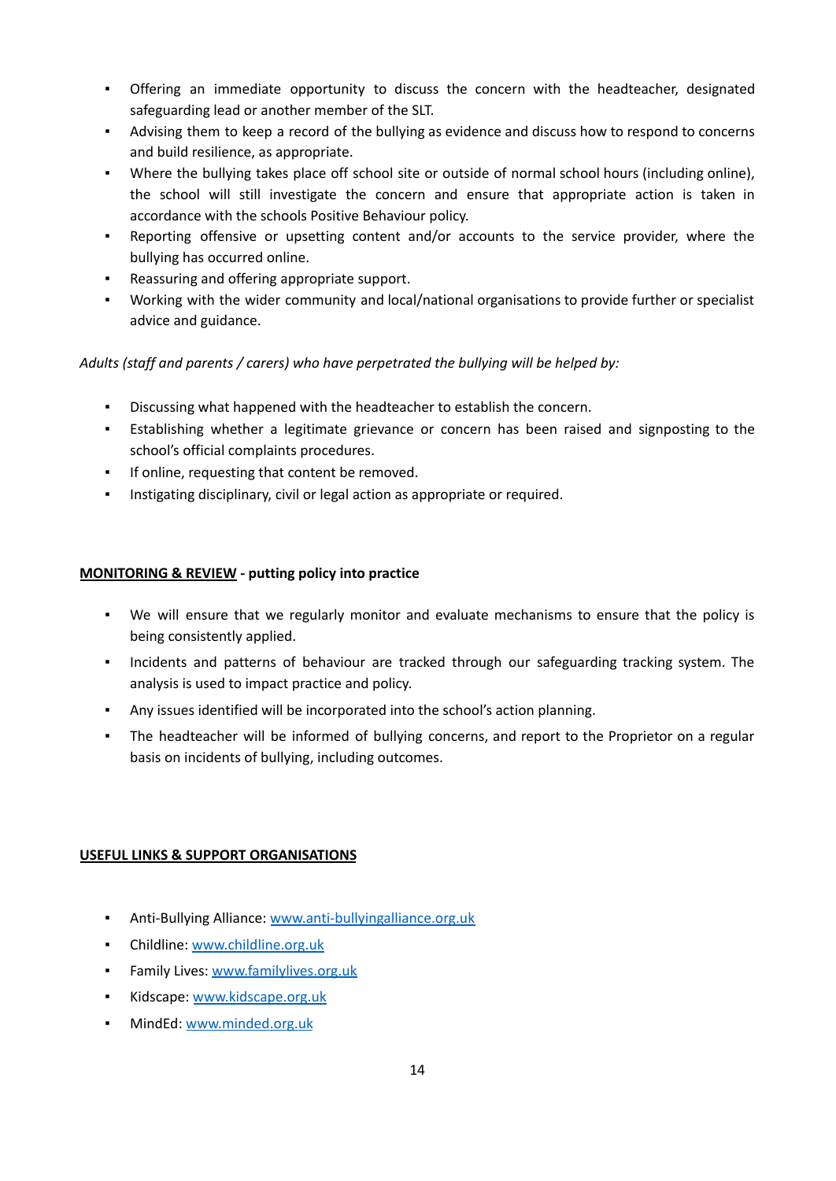- Offering an immediate opportunity to discuss the concern with the headteacher, designated safeguarding lead or another member of the SLT.
- Advising them to keep a record of the bullying as evidence and discuss how to respond to concerns and build resilience, as appropriate.
- Where the bullying takes place off school site or outside of normal school hours (including online), the school will still investigate the concern and ensure that appropriate action is taken in accordance with the schools Positive Behaviour policy.
- Reporting offensive or upsetting content and/or accounts to the service provider, where the bullying has occurred online.
- Reassuring and offering appropriate support.
- Working with the wider community and local/national organisations to provide further or specialist advice and guidance.

*Adults (staff and parents / carers) who have perpetrated the bullying will be helped by:*

- Discussing what happened with the headteacher to establish the concern.
- Establishing whether a legitimate grievance or concern has been raised and signposting to the school's official complaints procedures.
- If online, requesting that content be removed.
- Instigating disciplinary, civil or legal action as appropriate or required.

**<u>MONITORING & REVIEW</u> - putting policy into practice**

- We will ensure that we regularly monitor and evaluate mechanisms to ensure that the policy is being consistently applied.
- Incidents and patterns of behaviour are tracked through our safeguarding tracking system. The analysis is used to impact practice and policy.
- Any issues identified will be incorporated into the school's action planning.
- The headteacher will be informed of bullying concerns, and report to the Proprietor on a regular basis on incidents of bullying, including outcomes.

**<u>USEFUL LINKS & SUPPORT ORGANISATIONS</u>**

- Anti-Bullying Alliance: [www.anti-bullyingalliance.org.uk](http://www.anti-bullyingalliance.org.uk)
- Childline: [www.childline.org.uk](http://www.childline.org.uk)
- Family Lives: [www.familylives.org.uk](http://www.familylives.org.uk)
- Kidscape: [www.kidscape.org.uk](http://www.kidscape.org.uk)
- MindEd: [www.minded.org.uk](http://www.minded.org.uk)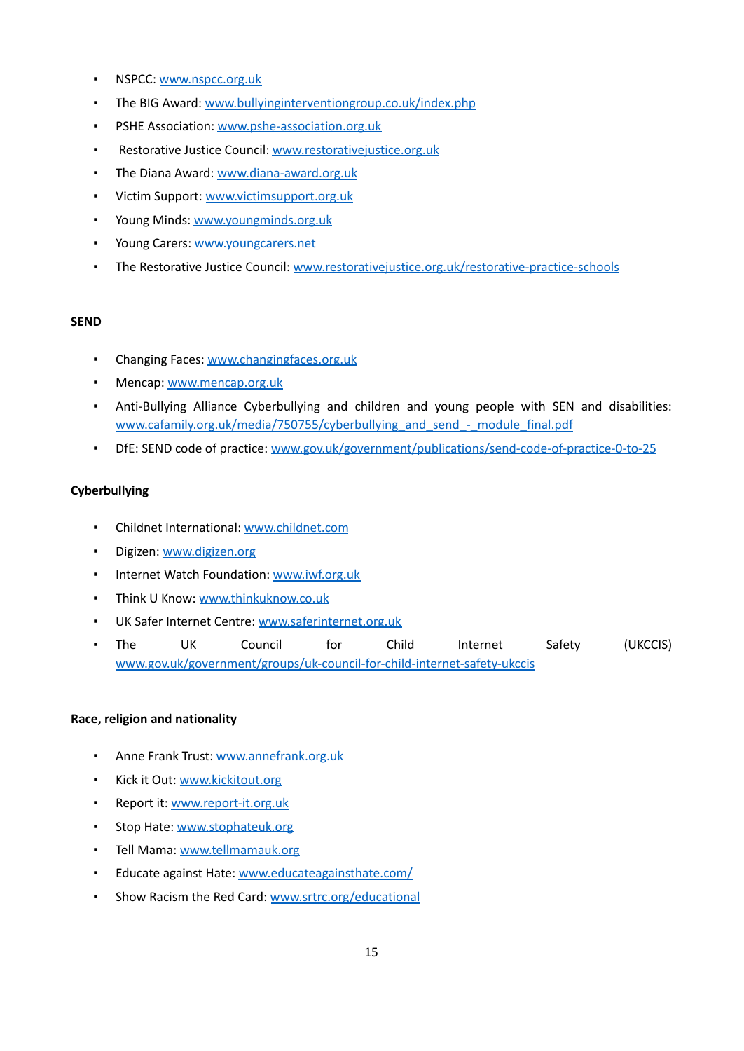- NSPCC: www.nspcc.org.uk
- The BIG Award: www.bullyinginterventiongroup.co.uk/index.php
- PSHE Association: www.pshe-association.org.uk
- Restorative Justice Council: www.restorativejustice.org.uk
- The Diana Award: www.diana-award.org.uk
- Victim Support: www.victimsupport.org.uk
- Young Minds: www.youngminds.org.uk
- Young Carers: www.youngcarers.net
- The Restorative Justice Council: www.restorativejustice.org.uk/restorative-practice-schools

**SEND**

- Changing Faces: www.changingfaces.org.uk
- Mencap: www.mencap.org.uk
- Anti-Bullying Alliance Cyberbullying and children and young people with SEN and disabilities: www.cafamily.org.uk/media/750755/cyberbullying_and_send_-_module_final.pdf
- DfE: SEND code of practice: www.gov.uk/government/publications/send-code-of-practice-0-to-25

**Cyberbullying**

- Childnet International: www.childnet.com
- Digizen: www.digizen.org
- Internet Watch Foundation: www.iwf.org.uk
- Think U Know: www.thinkuknow.co.uk
- UK Safer Internet Centre: www.saferinternet.org.uk
- The UK Council for Child Internet Safety (UKCCIS) www.gov.uk/government/groups/uk-council-for-child-internet-safety-ukccis

**Race, religion and nationality**

- Anne Frank Trust: www.annefrank.org.uk
- Kick it Out: www.kickitout.org
- Report it: www.report-it.org.uk
- Stop Hate: www.stophateuk.org
- Tell Mama: www.tellmamauk.org
- Educate against Hate: www.educateagainsthate.com/
- Show Racism the Red Card: www.srtrc.org/educational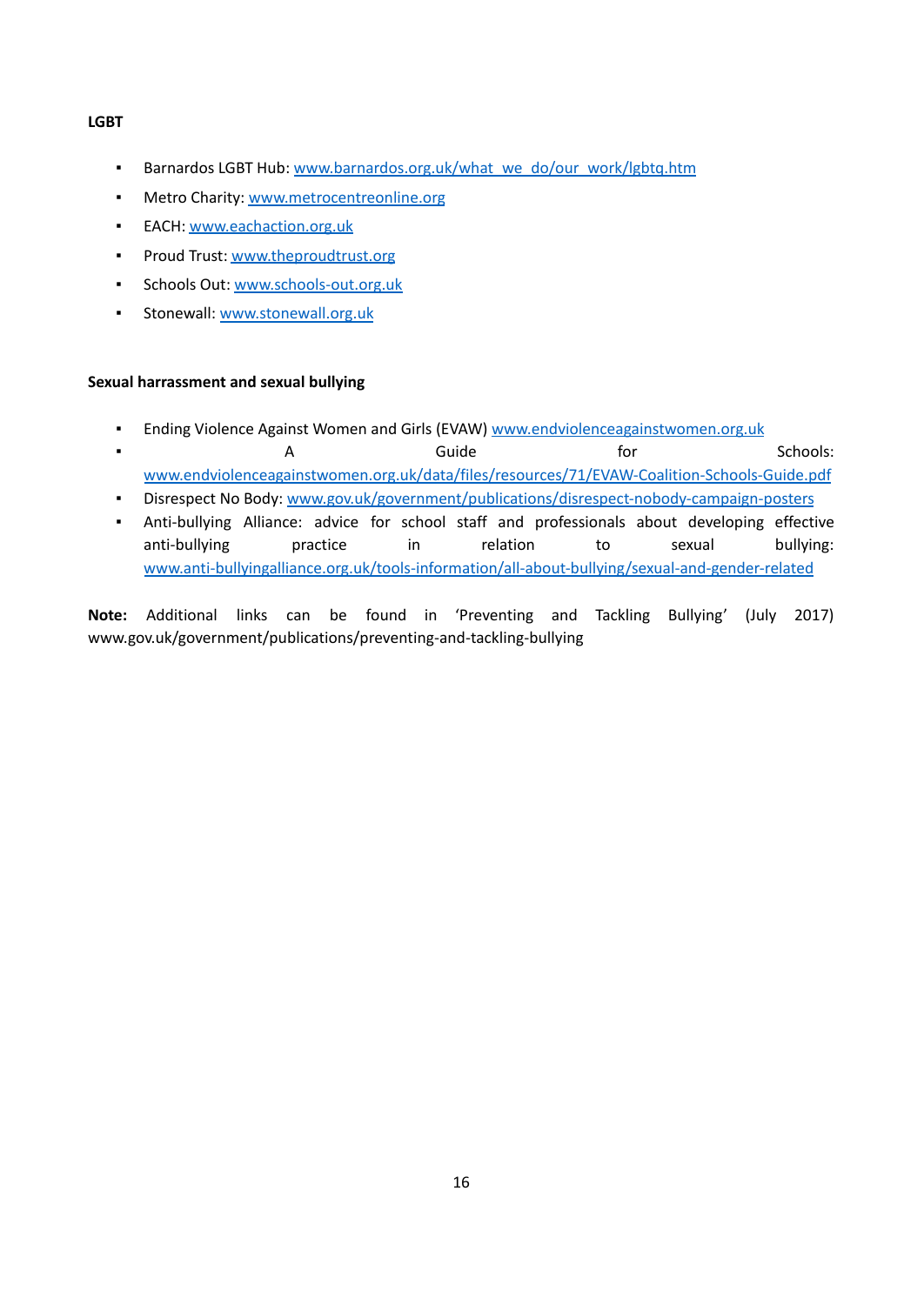**LGBT**

- Barnardos LGBT Hub: www.barnardos.org.uk/what_we_do/our_work/lgbtq.htm
- Metro Charity: www.metrocentreonline.org
- EACH: www.eachaction.org.uk
- Proud Trust: www.theproudtrust.org
- Schools Out: www.schools-out.org.uk
- Stonewall: www.stonewall.org.uk

**Sexual harrassment and sexual bullying**

- Ending Violence Against Women and Girls (EVAW) www.endviolenceagainstwomen.org.uk
- A Guide for Schools: www.endviolenceagainstwomen.org.uk/data/files/resources/71/EVAW-Coalition-Schools-Guide.pdf
- Disrespect No Body: www.gov.uk/government/publications/disrespect-nobody-campaign-posters
- Anti-bullying Alliance: advice for school staff and professionals about developing effective anti-bullying practice in relation to sexual bullying: www.anti-bullyingalliance.org.uk/tools-information/all-about-bullying/sexual-and-gender-related

**Note:** Additional links can be found in 'Preventing and Tackling Bullying' (July 2017) www.gov.uk/government/publications/preventing-and-tackling-bullying